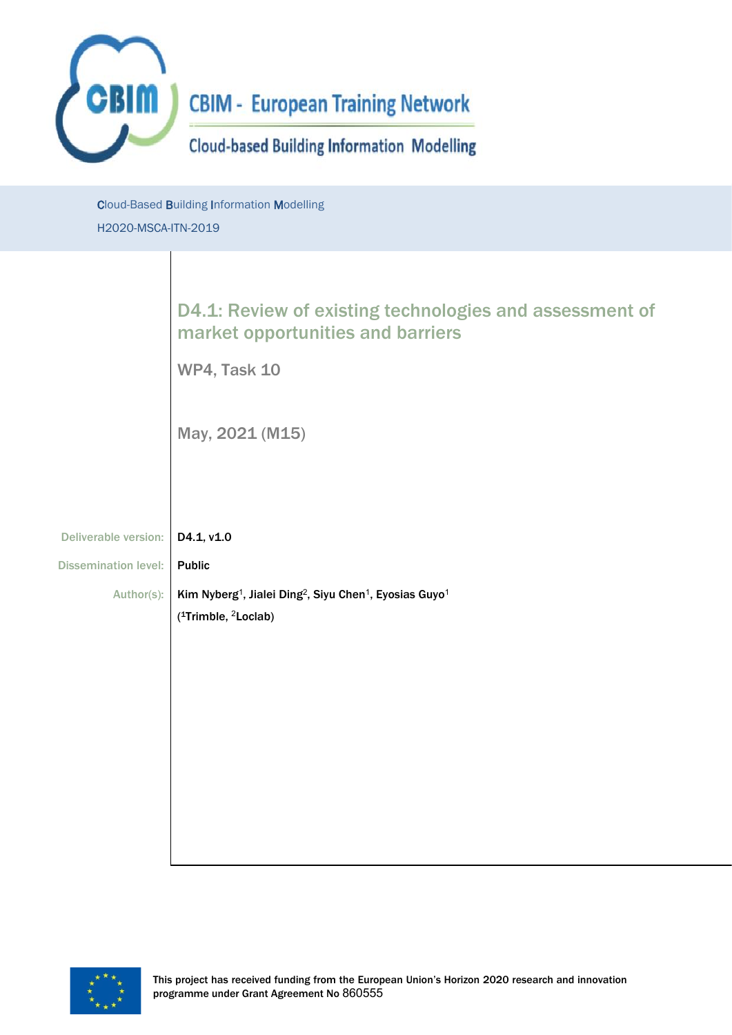CBIM - European Training Network

Cloud-based Building Information Modelling

Cloud-Based Building Information Modelling

H2020-MSCA-ITN-2019

# D4.1: Review of existing technologies and assessment of market opportunities and barriers

WP4, Task 10

May, 2021 (M15)

| | |
|---|---|
| Deliverable version: | **D4.1, v1.0** |
| Dissemination level: | **Public** |
| Author(s): | **Kim Nyberg[1], Jialei Ding[2], Siyu Chen[1], Eyosias Guyo[1]** <br> **([1]Trimble, [2]Loclab)** |

This project has received funding from the European Union's Horizon 2020 research and innovation programme under Grant Agreement No 860555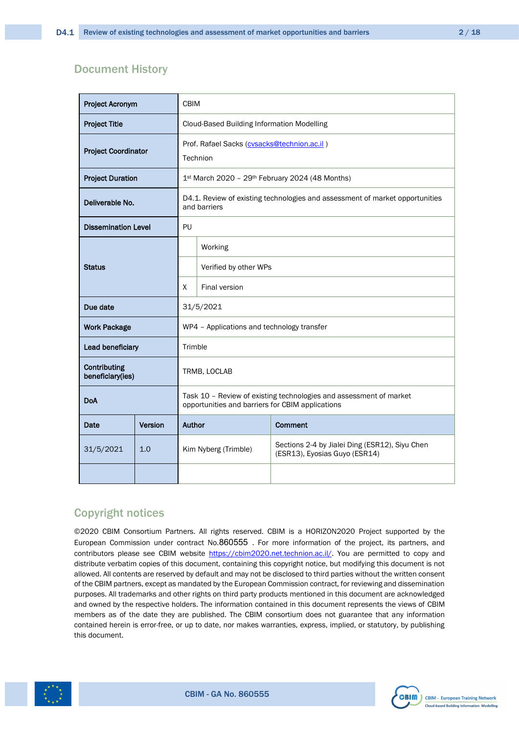## Document History

| Project Acronym | CBIM | | |
|---|---|---|---|
| Project Title | Cloud-Based Building Information Modelling | | |
| Project Coordinator | Prof. Rafael Sacks (cvsacks@technion.ac.il) Technion | | |
| Project Duration | 1st March 2020 – 29th February 2024 (48 Months) | | |
| Deliverable No. | D4.1. Review of existing technologies and assessment of market opportunities and barriers | | |
| Dissemination Level | PU | | |
| Status | | Working | |
| | | Verified by other WPs | |
| | X | Final version | |
| Due date | 31/5/2021 | | |
| Work Package | WP4 – Applications and technology transfer | | |
| Lead beneficiary | Trimble | | |
| Contributing beneficiary(ies) | TRMB, LOCLAB | | |
| DoA | Task 10 – Review of existing technologies and assessment of market opportunities and barriers for CBIM applications | | |

| Date | Version | Author | Comment |
|---|---|---|---|
| 31/5/2021 | 1.0 | Kim Nyberg (Trimble) | Sections 2-4 by Jialei Ding (ESR12), Siyu Chen (ESR13), Eyosias Guyo (ESR14) |
| | | | |

## Copyright notices

©2020 CBIM Consortium Partners. All rights reserved. CBIM is a HORIZON2020 Project supported by the European Commission under contract No.860555 . For more information of the project, its partners, and contributors please see CBIM website https://cbim2020.net.technion.ac.il/. You are permitted to copy and distribute verbatim copies of this document, containing this copyright notice, but modifying this document is not allowed. All contents are reserved by default and may not be disclosed to third parties without the written consent of the CBIM partners, except as mandated by the European Commission contract, for reviewing and dissemination purposes. All trademarks and other rights on third party products mentioned in this document are acknowledged and owned by the respective holders. The information contained in this document represents the views of CBIM members as of the date they are published. The CBIM consortium does not guarantee that any information contained herein is error-free, or up to date, nor makes warranties, express, implied, or statutory, by publishing this document.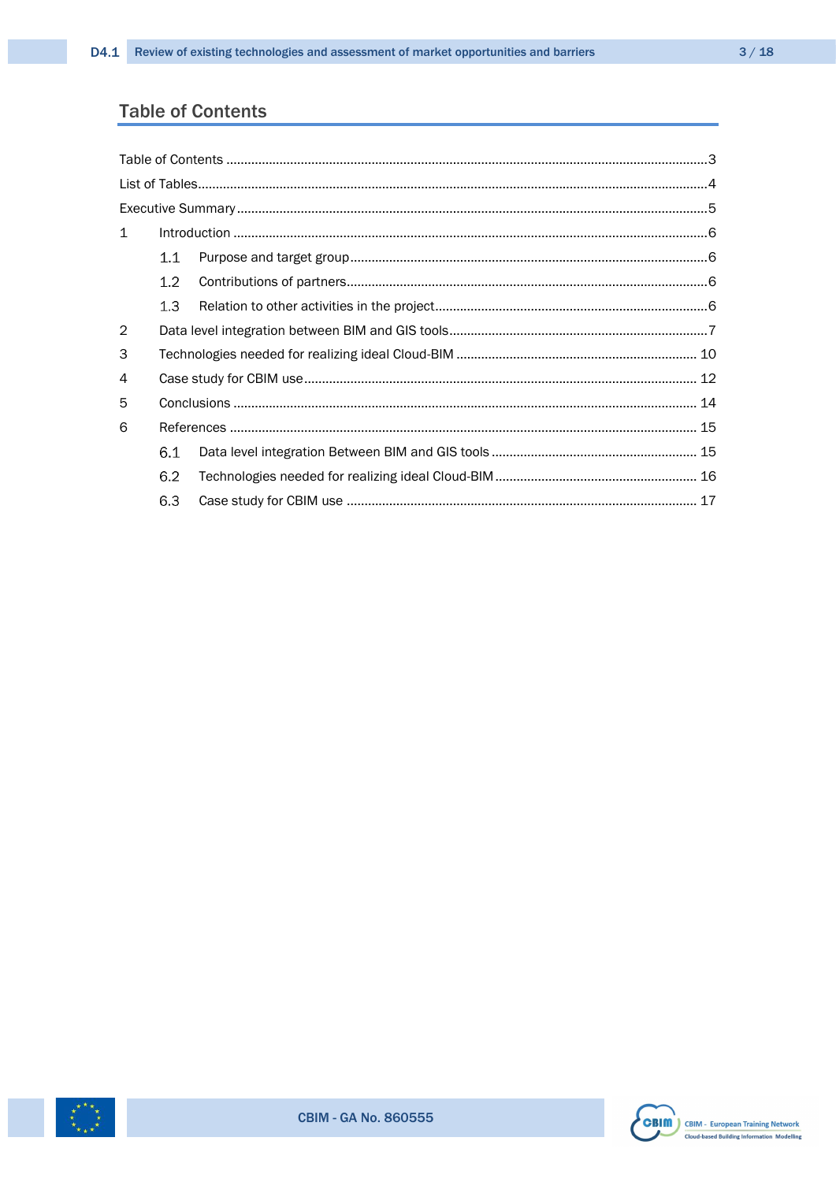## Table of Contents

Table of Contents ..... 3

List of Tables ..... 4

Executive Summary ..... 5

1 Introduction ..... 6

- 1.1 Purpose and target group ..... 6
- 1.2 Contributions of partners ..... 6
- 1.3 Relation to other activities in the project ..... 6

2 Data level integration between BIM and GIS tools ..... 7

3 Technologies needed for realizing ideal Cloud-BIM ..... 10

4 Case study for CBIM use ..... 12

5 Conclusions ..... 14

6 References ..... 15

- 6.1 Data level integration Between BIM and GIS tools ..... 15
- 6.2 Technologies needed for realizing ideal Cloud-BIM ..... 16
- 6.3 Case study for CBIM use ..... 17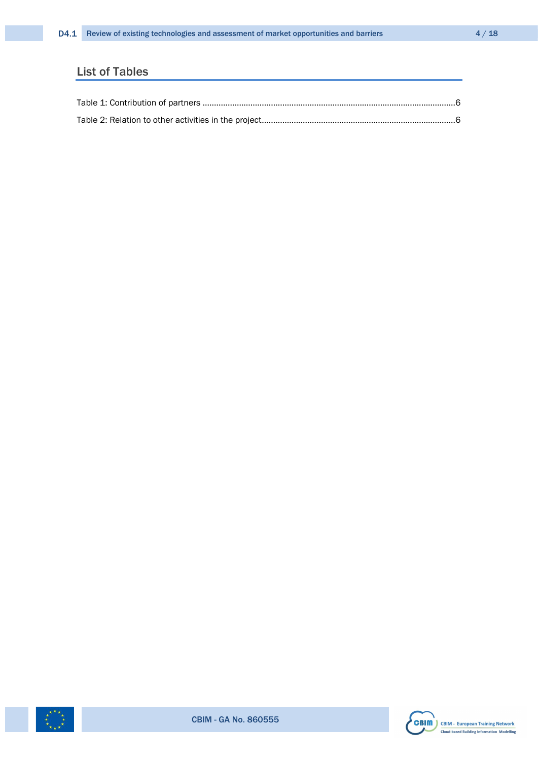## List of Tables

Table 1: Contribution of partners ..........................................................................................................6

Table 2: Relation to other activities in the project...................................................................................6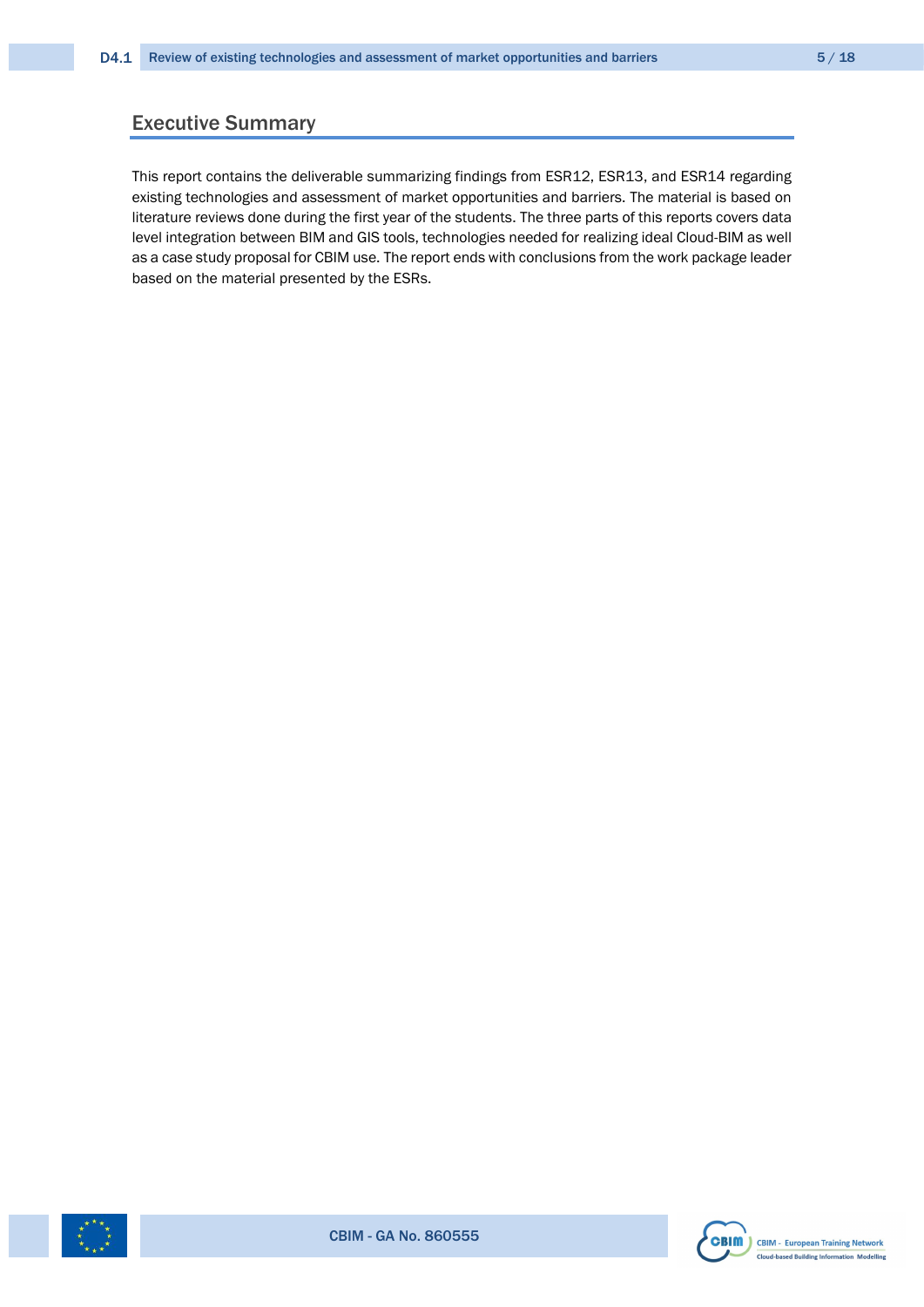## Executive Summary

This report contains the deliverable summarizing findings from ESR12, ESR13, and ESR14 regarding existing technologies and assessment of market opportunities and barriers. The material is based on literature reviews done during the first year of the students. The three parts of this reports covers data level integration between BIM and GIS tools, technologies needed for realizing ideal Cloud-BIM as well as a case study proposal for CBIM use. The report ends with conclusions from the work package leader based on the material presented by the ESRs.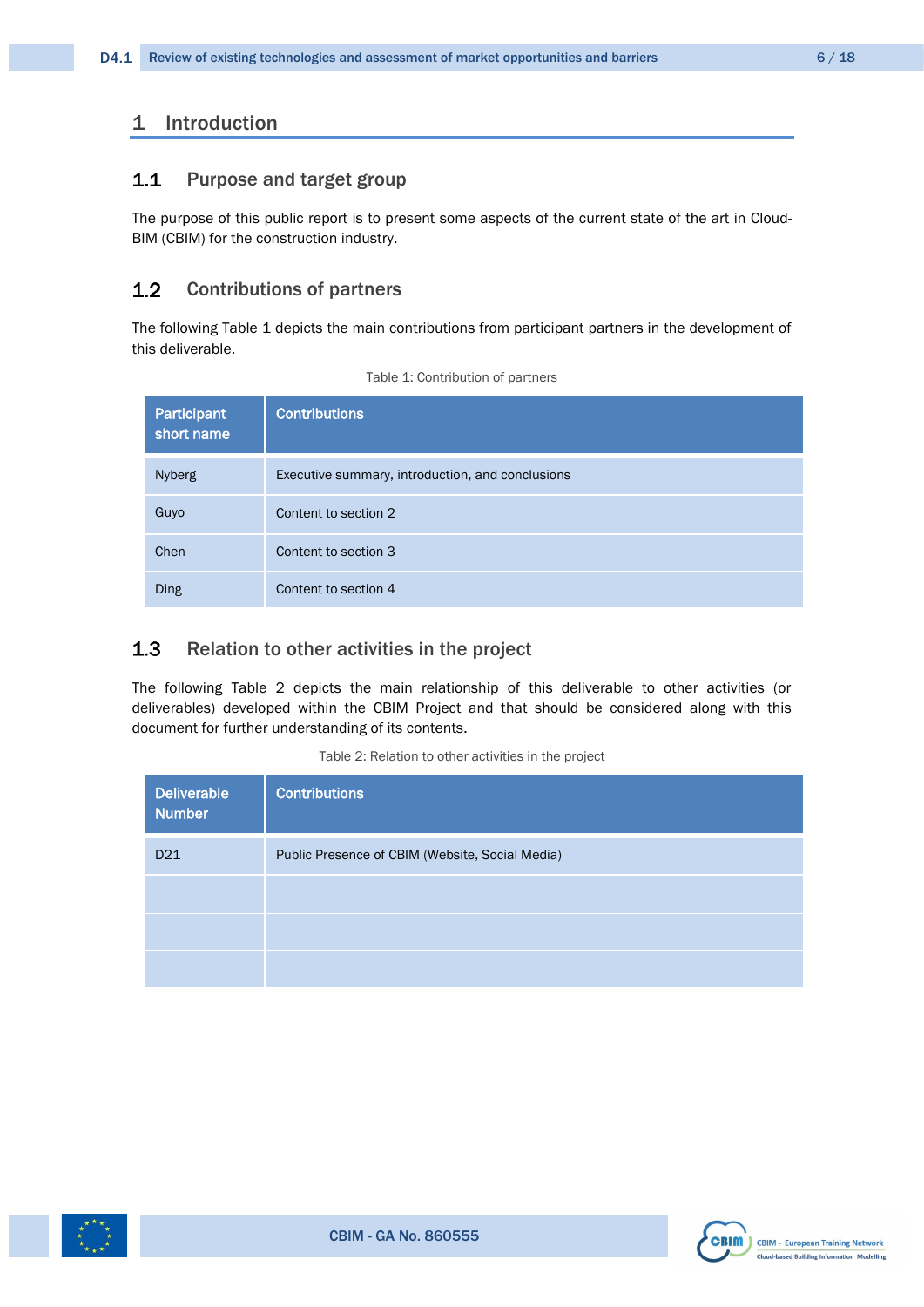# 1 Introduction

## 1.1 Purpose and target group

The purpose of this public report is to present some aspects of the current state of the art in Cloud-BIM (CBIM) for the construction industry.

## 1.2 Contributions of partners

The following Table 1 depicts the main contributions from participant partners in the development of this deliverable.

Table 1: Contribution of partners

| Participant short name | Contributions |
|---|---|
| Nyberg | Executive summary, introduction, and conclusions |
| Guyo | Content to section 2 |
| Chen | Content to section 3 |
| Ding | Content to section 4 |

## 1.3 Relation to other activities in the project

The following Table 2 depicts the main relationship of this deliverable to other activities (or deliverables) developed within the CBIM Project and that should be considered along with this document for further understanding of its contents.

Table 2: Relation to other activities in the project

| Deliverable Number | Contributions |
|---|---|
| D21 | Public Presence of CBIM (Website, Social Media) |
| | |
| | |
| | |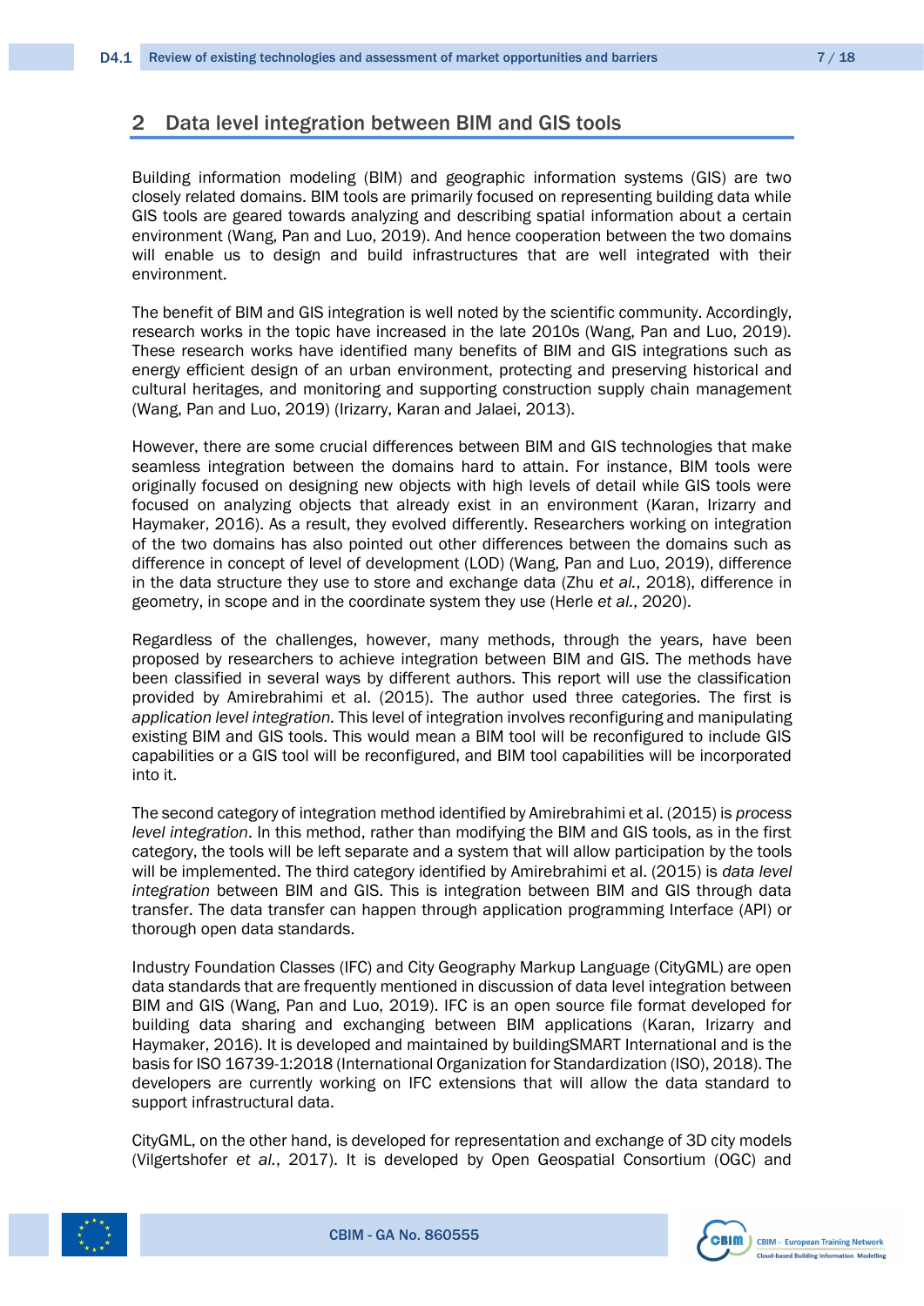## 2 Data level integration between BIM and GIS tools

Building information modeling (BIM) and geographic information systems (GIS) are two closely related domains. BIM tools are primarily focused on representing building data while GIS tools are geared towards analyzing and describing spatial information about a certain environment (Wang, Pan and Luo, 2019). And hence cooperation between the two domains will enable us to design and build infrastructures that are well integrated with their environment.

The benefit of BIM and GIS integration is well noted by the scientific community. Accordingly, research works in the topic have increased in the late 2010s (Wang, Pan and Luo, 2019). These research works have identified many benefits of BIM and GIS integrations such as energy efficient design of an urban environment, protecting and preserving historical and cultural heritages, and monitoring and supporting construction supply chain management (Wang, Pan and Luo, 2019) (Irizarry, Karan and Jalaei, 2013).

However, there are some crucial differences between BIM and GIS technologies that make seamless integration between the domains hard to attain. For instance, BIM tools were originally focused on designing new objects with high levels of detail while GIS tools were focused on analyzing objects that already exist in an environment (Karan, Irizarry and Haymaker, 2016). As a result, they evolved differently. Researchers working on integration of the two domains has also pointed out other differences between the domains such as difference in concept of level of development (LOD) (Wang, Pan and Luo, 2019), difference in the data structure they use to store and exchange data (Zhu *et al.*, 2018), difference in geometry, in scope and in the coordinate system they use (Herle *et al.*, 2020).

Regardless of the challenges, however, many methods, through the years, have been proposed by researchers to achieve integration between BIM and GIS. The methods have been classified in several ways by different authors. This report will use the classification provided by Amirebrahimi et al. (2015). The author used three categories. The first is *application level integration*. This level of integration involves reconfiguring and manipulating existing BIM and GIS tools. This would mean a BIM tool will be reconfigured to include GIS capabilities or a GIS tool will be reconfigured, and BIM tool capabilities will be incorporated into it.

The second category of integration method identified by Amirebrahimi et al. (2015) is *process level integration*. In this method, rather than modifying the BIM and GIS tools, as in the first category, the tools will be left separate and a system that will allow participation by the tools will be implemented. The third category identified by Amirebrahimi et al. (2015) is *data level integration* between BIM and GIS. This is integration between BIM and GIS through data transfer. The data transfer can happen through application programming Interface (API) or thorough open data standards.

Industry Foundation Classes (IFC) and City Geography Markup Language (CityGML) are open data standards that are frequently mentioned in discussion of data level integration between BIM and GIS (Wang, Pan and Luo, 2019). IFC is an open source file format developed for building data sharing and exchanging between BIM applications (Karan, Irizarry and Haymaker, 2016). It is developed and maintained by buildingSMART International and is the basis for ISO 16739-1:2018 (International Organization for Standardization (ISO), 2018). The developers are currently working on IFC extensions that will allow the data standard to support infrastructural data.

CityGML, on the other hand, is developed for representation and exchange of 3D city models (Vilgertshofer *et al.*, 2017). It is developed by Open Geospatial Consortium (OGC) and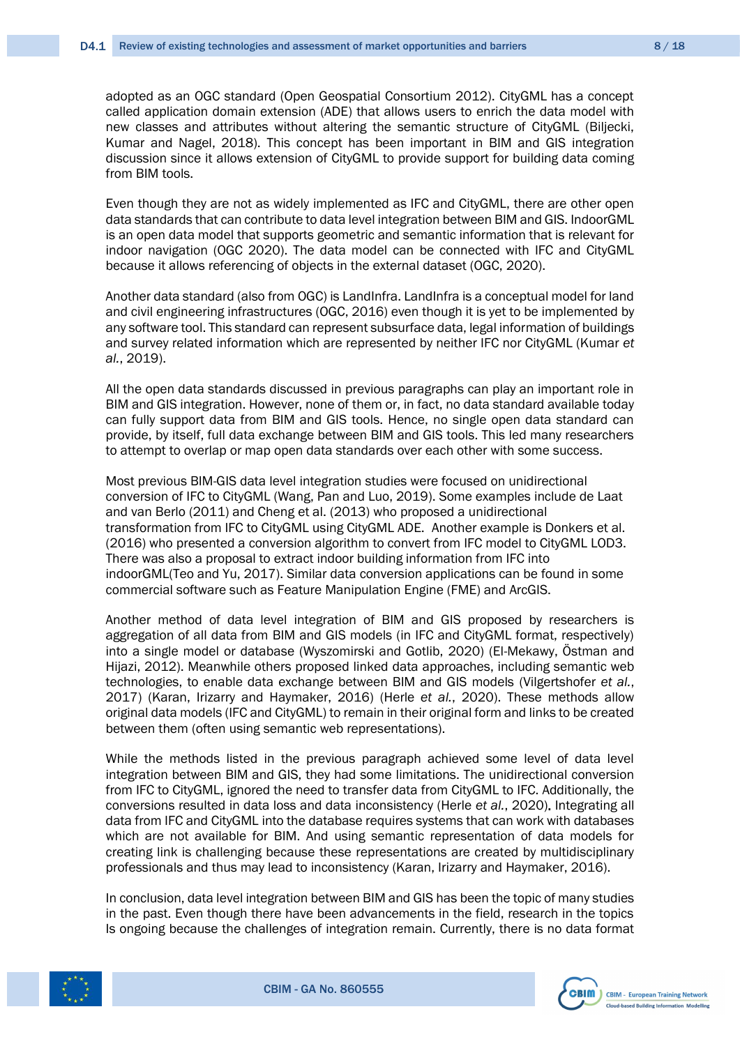adopted as an OGC standard (Open Geospatial Consortium 2012). CityGML has a concept called application domain extension (ADE) that allows users to enrich the data model with new classes and attributes without altering the semantic structure of CityGML (Biljecki, Kumar and Nagel, 2018). This concept has been important in BIM and GIS integration discussion since it allows extension of CityGML to provide support for building data coming from BIM tools.

Even though they are not as widely implemented as IFC and CityGML, there are other open data standards that can contribute to data level integration between BIM and GIS. IndoorGML is an open data model that supports geometric and semantic information that is relevant for indoor navigation (OGC 2020). The data model can be connected with IFC and CityGML because it allows referencing of objects in the external dataset (OGC, 2020).

Another data standard (also from OGC) is LandInfra. LandInfra is a conceptual model for land and civil engineering infrastructures (OGC, 2016) even though it is yet to be implemented by any software tool. This standard can represent subsurface data, legal information of buildings and survey related information which are represented by neither IFC nor CityGML (Kumar *et al.*, 2019).

All the open data standards discussed in previous paragraphs can play an important role in BIM and GIS integration. However, none of them or, in fact, no data standard available today can fully support data from BIM and GIS tools. Hence, no single open data standard can provide, by itself, full data exchange between BIM and GIS tools. This led many researchers to attempt to overlap or map open data standards over each other with some success.

Most previous BIM-GIS data level integration studies were focused on unidirectional conversion of IFC to CityGML (Wang, Pan and Luo, 2019). Some examples include de Laat and van Berlo (2011) and Cheng et al. (2013) who proposed a unidirectional transformation from IFC to CityGML using CityGML ADE. Another example is Donkers et al. (2016) who presented a conversion algorithm to convert from IFC model to CityGML LOD3. There was also a proposal to extract indoor building information from IFC into indoorGML(Teo and Yu, 2017). Similar data conversion applications can be found in some commercial software such as Feature Manipulation Engine (FME) and ArcGIS.

Another method of data level integration of BIM and GIS proposed by researchers is aggregation of all data from BIM and GIS models (in IFC and CityGML format, respectively) into a single model or database (Wyszomirski and Gotlib, 2020) (El-Mekawy, Östman and Hijazi, 2012). Meanwhile others proposed linked data approaches, including semantic web technologies, to enable data exchange between BIM and GIS models (Vilgertshofer *et al.*, 2017) (Karan, Irizarry and Haymaker, 2016) (Herle *et al.*, 2020). These methods allow original data models (IFC and CityGML) to remain in their original form and links to be created between them (often using semantic web representations).

While the methods listed in the previous paragraph achieved some level of data level integration between BIM and GIS, they had some limitations. The unidirectional conversion from IFC to CityGML, ignored the need to transfer data from CityGML to IFC. Additionally, the conversions resulted in data loss and data inconsistency (Herle *et al.*, 2020). Integrating all data from IFC and CityGML into the database requires systems that can work with databases which are not available for BIM. And using semantic representation of data models for creating link is challenging because these representations are created by multidisciplinary professionals and thus may lead to inconsistency (Karan, Irizarry and Haymaker, 2016).

In conclusion, data level integration between BIM and GIS has been the topic of many studies in the past. Even though there have been advancements in the field, research in the topics Is ongoing because the challenges of integration remain. Currently, there is no data format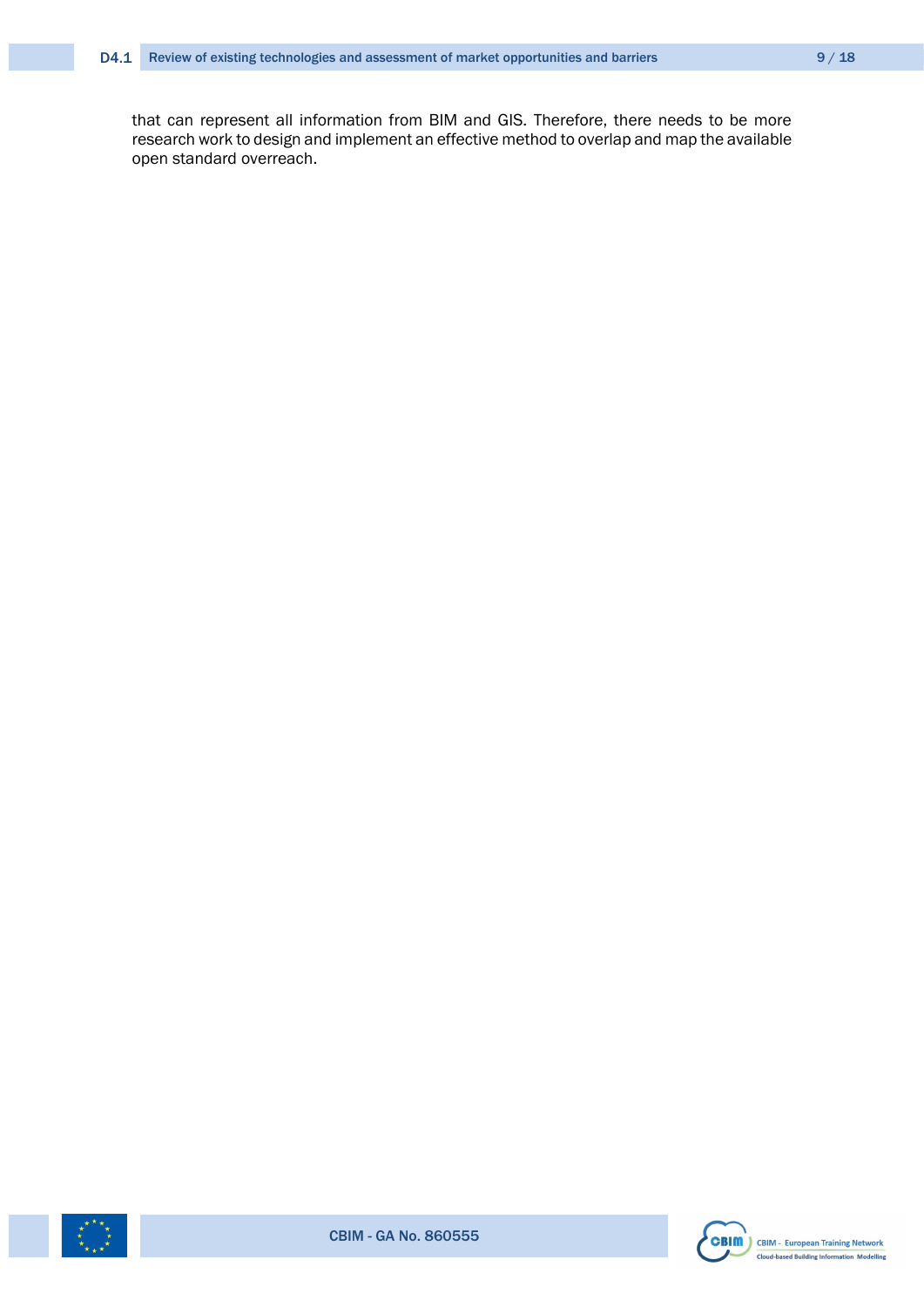that can represent all information from BIM and GIS. Therefore, there needs to be more research work to design and implement an effective method to overlap and map the available open standard overreach.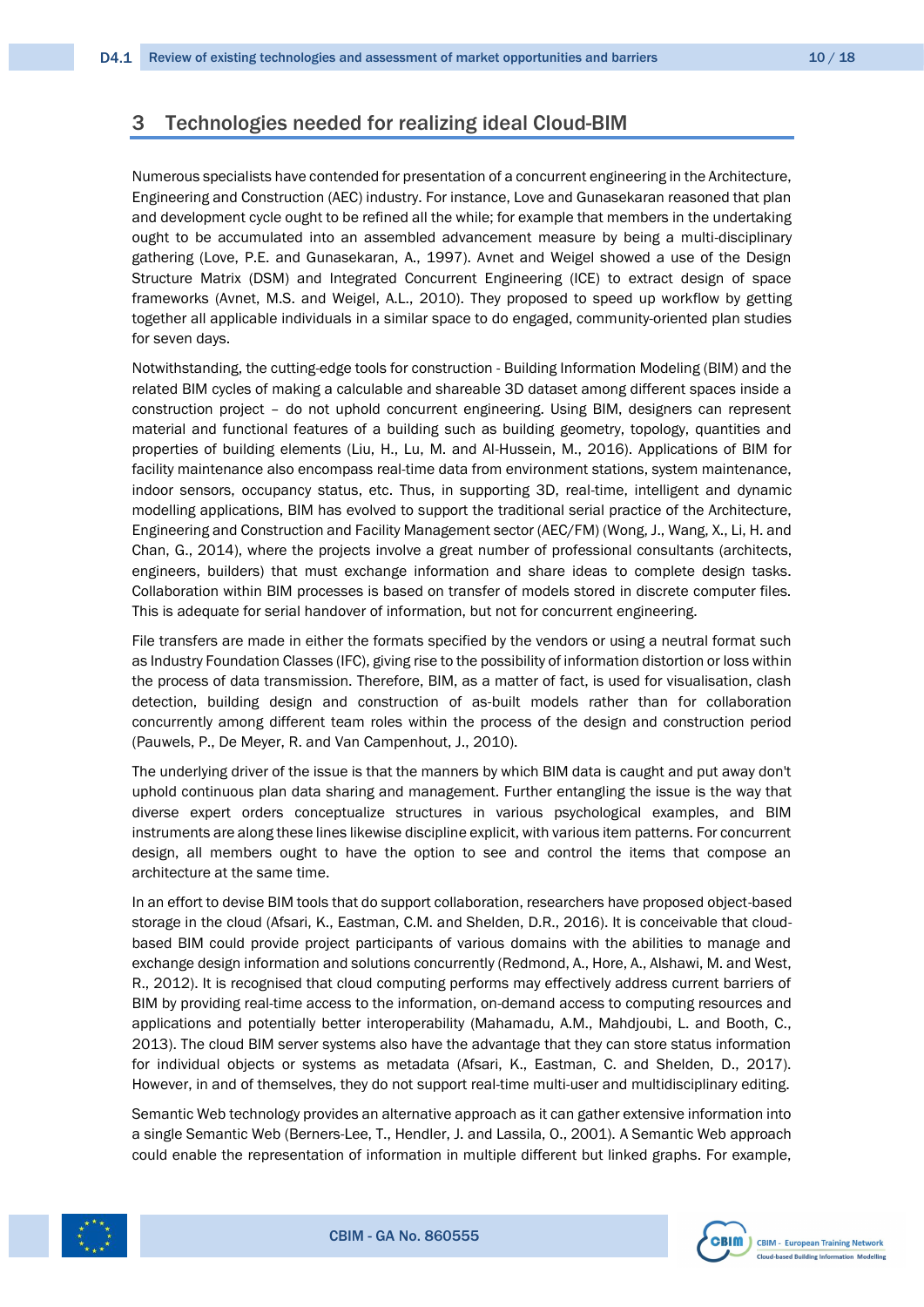# 3 Technologies needed for realizing ideal Cloud-BIM

Numerous specialists have contended for presentation of a concurrent engineering in the Architecture, Engineering and Construction (AEC) industry. For instance, Love and Gunasekaran reasoned that plan and development cycle ought to be refined all the while; for example that members in the undertaking ought to be accumulated into an assembled advancement measure by being a multi-disciplinary gathering (Love, P.E. and Gunasekaran, A., 1997). Avnet and Weigel showed a use of the Design Structure Matrix (DSM) and Integrated Concurrent Engineering (ICE) to extract design of space frameworks (Avnet, M.S. and Weigel, A.L., 2010). They proposed to speed up workflow by getting together all applicable individuals in a similar space to do engaged, community-oriented plan studies for seven days.

Notwithstanding, the cutting-edge tools for construction - Building Information Modeling (BIM) and the related BIM cycles of making a calculable and shareable 3D dataset among different spaces inside a construction project – do not uphold concurrent engineering. Using BIM, designers can represent material and functional features of a building such as building geometry, topology, quantities and properties of building elements (Liu, H., Lu, M. and Al-Hussein, M., 2016). Applications of BIM for facility maintenance also encompass real-time data from environment stations, system maintenance, indoor sensors, occupancy status, etc. Thus, in supporting 3D, real-time, intelligent and dynamic modelling applications, BIM has evolved to support the traditional serial practice of the Architecture, Engineering and Construction and Facility Management sector (AEC/FM) (Wong, J., Wang, X., Li, H. and Chan, G., 2014), where the projects involve a great number of professional consultants (architects, engineers, builders) that must exchange information and share ideas to complete design tasks. Collaboration within BIM processes is based on transfer of models stored in discrete computer files. This is adequate for serial handover of information, but not for concurrent engineering.

File transfers are made in either the formats specified by the vendors or using a neutral format such as Industry Foundation Classes (IFC), giving rise to the possibility of information distortion or loss within the process of data transmission. Therefore, BIM, as a matter of fact, is used for visualisation, clash detection, building design and construction of as-built models rather than for collaboration concurrently among different team roles within the process of the design and construction period (Pauwels, P., De Meyer, R. and Van Campenhout, J., 2010).

The underlying driver of the issue is that the manners by which BIM data is caught and put away don't uphold continuous plan data sharing and management. Further entangling the issue is the way that diverse expert orders conceptualize structures in various psychological examples, and BIM instruments are along these lines likewise discipline explicit, with various item patterns. For concurrent design, all members ought to have the option to see and control the items that compose an architecture at the same time.

In an effort to devise BIM tools that do support collaboration, researchers have proposed object-based storage in the cloud (Afsari, K., Eastman, C.M. and Shelden, D.R., 2016). It is conceivable that cloud-based BIM could provide project participants of various domains with the abilities to manage and exchange design information and solutions concurrently (Redmond, A., Hore, A., Alshawi, M. and West, R., 2012). It is recognised that cloud computing performs may effectively address current barriers of BIM by providing real-time access to the information, on-demand access to computing resources and applications and potentially better interoperability (Mahamadu, A.M., Mahdjoubi, L. and Booth, C., 2013). The cloud BIM server systems also have the advantage that they can store status information for individual objects or systems as metadata (Afsari, K., Eastman, C. and Shelden, D., 2017). However, in and of themselves, they do not support real-time multi-user and multidisciplinary editing.

Semantic Web technology provides an alternative approach as it can gather extensive information into a single Semantic Web (Berners-Lee, T., Hendler, J. and Lassila, O., 2001). A Semantic Web approach could enable the representation of information in multiple different but linked graphs. For example,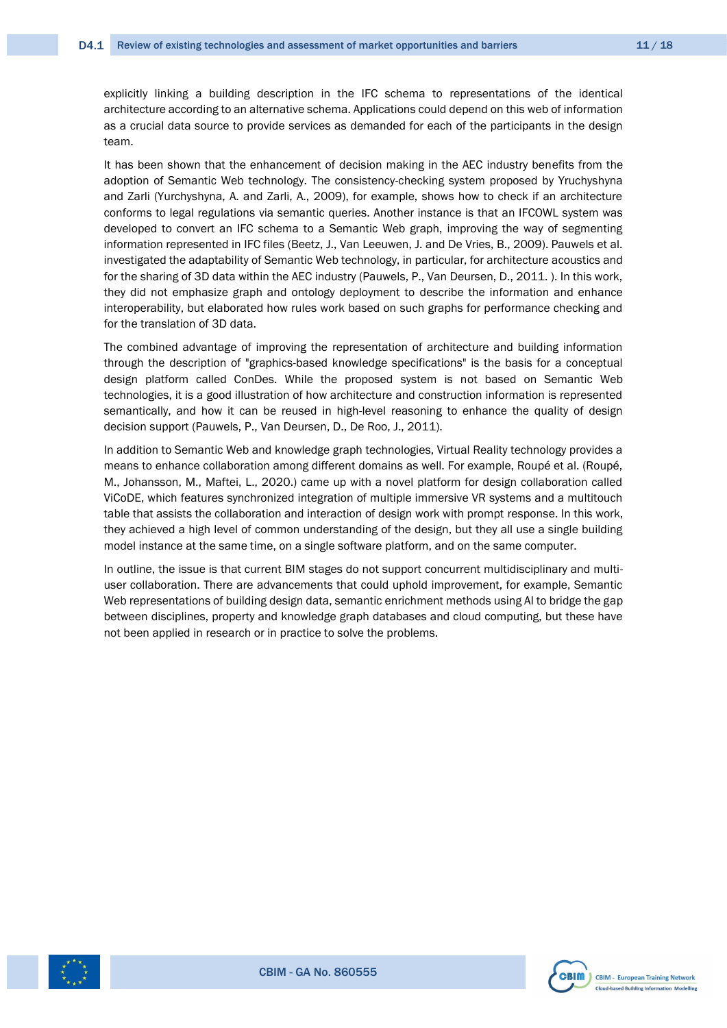explicitly linking a building description in the IFC schema to representations of the identical architecture according to an alternative schema. Applications could depend on this web of information as a crucial data source to provide services as demanded for each of the participants in the design team.

It has been shown that the enhancement of decision making in the AEC industry benefits from the adoption of Semantic Web technology. The consistency-checking system proposed by Yruchyshyna and Zarli (Yurchyshyna, A. and Zarli, A., 2009), for example, shows how to check if an architecture conforms to legal regulations via semantic queries. Another instance is that an IFCOWL system was developed to convert an IFC schema to a Semantic Web graph, improving the way of segmenting information represented in IFC files (Beetz, J., Van Leeuwen, J. and De Vries, B., 2009). Pauwels et al. investigated the adaptability of Semantic Web technology, in particular, for architecture acoustics and for the sharing of 3D data within the AEC industry (Pauwels, P., Van Deursen, D., 2011. ). In this work, they did not emphasize graph and ontology deployment to describe the information and enhance interoperability, but elaborated how rules work based on such graphs for performance checking and for the translation of 3D data.

The combined advantage of improving the representation of architecture and building information through the description of "graphics-based knowledge specifications" is the basis for a conceptual design platform called ConDes. While the proposed system is not based on Semantic Web technologies, it is a good illustration of how architecture and construction information is represented semantically, and how it can be reused in high-level reasoning to enhance the quality of design decision support (Pauwels, P., Van Deursen, D., De Roo, J., 2011).

In addition to Semantic Web and knowledge graph technologies, Virtual Reality technology provides a means to enhance collaboration among different domains as well. For example, Roupé et al. (Roupé, M., Johansson, M., Maftei, L., 2020.) came up with a novel platform for design collaboration called ViCoDE, which features synchronized integration of multiple immersive VR systems and a multitouch table that assists the collaboration and interaction of design work with prompt response. In this work, they achieved a high level of common understanding of the design, but they all use a single building model instance at the same time, on a single software platform, and on the same computer.

In outline, the issue is that current BIM stages do not support concurrent multidisciplinary and multi-user collaboration. There are advancements that could uphold improvement, for example, Semantic Web representations of building design data, semantic enrichment methods using AI to bridge the gap between disciplines, property and knowledge graph databases and cloud computing, but these have not been applied in research or in practice to solve the problems.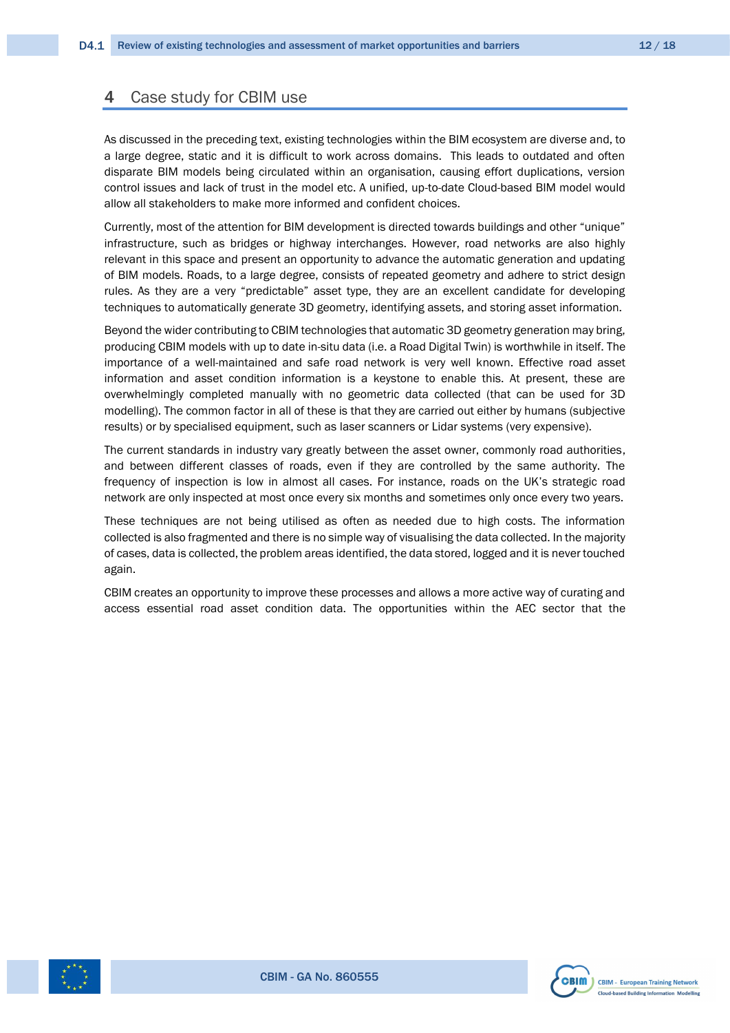# 4 Case study for CBIM use

As discussed in the preceding text, existing technologies within the BIM ecosystem are diverse and, to a large degree, static and it is difficult to work across domains. This leads to outdated and often disparate BIM models being circulated within an organisation, causing effort duplications, version control issues and lack of trust in the model etc. A unified, up-to-date Cloud-based BIM model would allow all stakeholders to make more informed and confident choices.

Currently, most of the attention for BIM development is directed towards buildings and other "unique" infrastructure, such as bridges or highway interchanges. However, road networks are also highly relevant in this space and present an opportunity to advance the automatic generation and updating of BIM models. Roads, to a large degree, consists of repeated geometry and adhere to strict design rules. As they are a very "predictable" asset type, they are an excellent candidate for developing techniques to automatically generate 3D geometry, identifying assets, and storing asset information.

Beyond the wider contributing to CBIM technologies that automatic 3D geometry generation may bring, producing CBIM models with up to date in-situ data (i.e. a Road Digital Twin) is worthwhile in itself. The importance of a well-maintained and safe road network is very well known. Effective road asset information and asset condition information is a keystone to enable this. At present, these are overwhelmingly completed manually with no geometric data collected (that can be used for 3D modelling). The common factor in all of these is that they are carried out either by humans (subjective results) or by specialised equipment, such as laser scanners or Lidar systems (very expensive).

The current standards in industry vary greatly between the asset owner, commonly road authorities, and between different classes of roads, even if they are controlled by the same authority. The frequency of inspection is low in almost all cases. For instance, roads on the UK's strategic road network are only inspected at most once every six months and sometimes only once every two years.

These techniques are not being utilised as often as needed due to high costs. The information collected is also fragmented and there is no simple way of visualising the data collected. In the majority of cases, data is collected, the problem areas identified, the data stored, logged and it is never touched again.

CBIM creates an opportunity to improve these processes and allows a more active way of curating and access essential road asset condition data. The opportunities within the AEC sector that the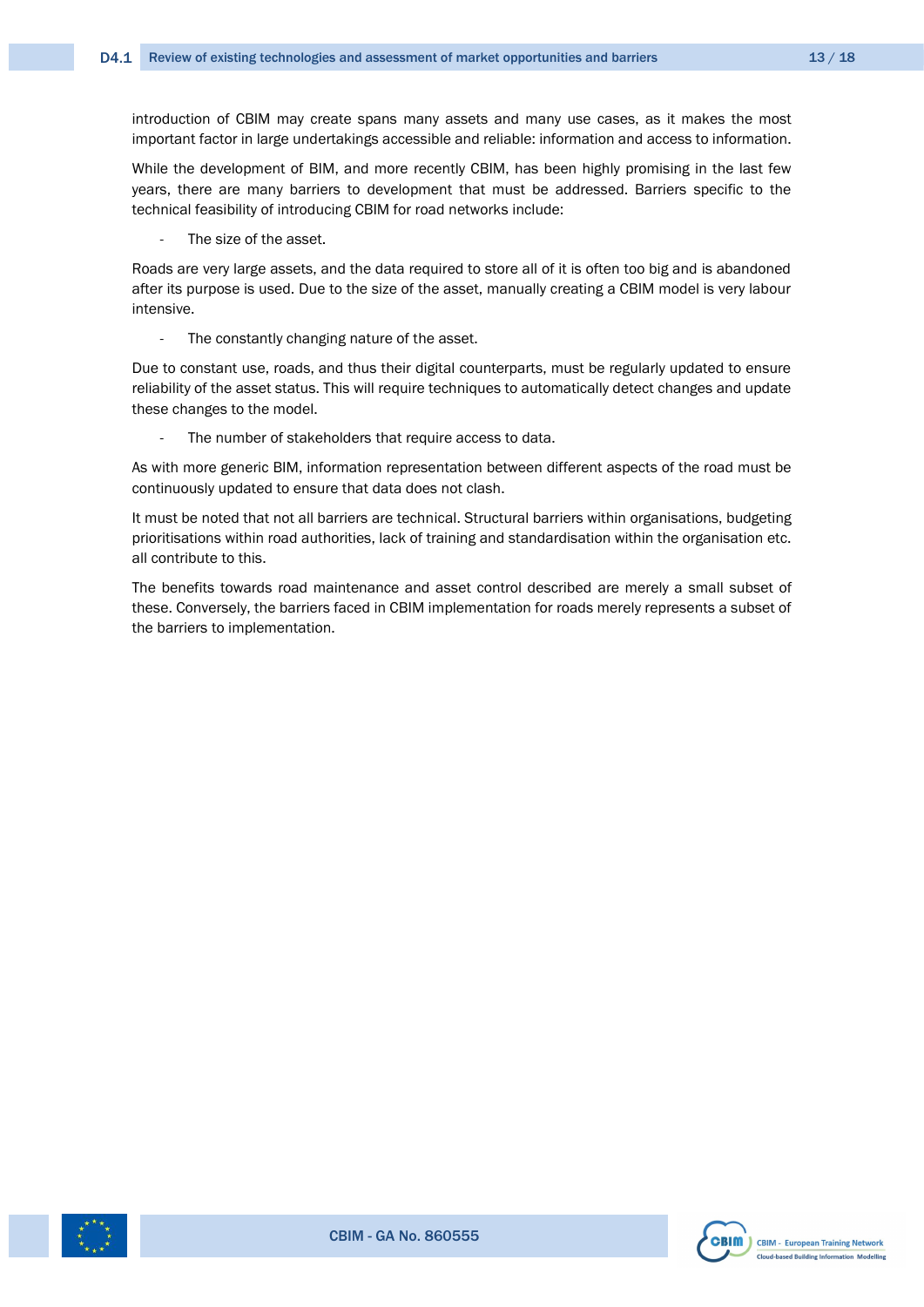introduction of CBIM may create spans many assets and many use cases, as it makes the most important factor in large undertakings accessible and reliable: information and access to information.

While the development of BIM, and more recently CBIM, has been highly promising in the last few years, there are many barriers to development that must be addressed. Barriers specific to the technical feasibility of introducing CBIM for road networks include:

- The size of the asset.

Roads are very large assets, and the data required to store all of it is often too big and is abandoned after its purpose is used. Due to the size of the asset, manually creating a CBIM model is very labour intensive.

- The constantly changing nature of the asset.

Due to constant use, roads, and thus their digital counterparts, must be regularly updated to ensure reliability of the asset status. This will require techniques to automatically detect changes and update these changes to the model.

- The number of stakeholders that require access to data.

As with more generic BIM, information representation between different aspects of the road must be continuously updated to ensure that data does not clash.

It must be noted that not all barriers are technical. Structural barriers within organisations, budgeting prioritisations within road authorities, lack of training and standardisation within the organisation etc. all contribute to this.

The benefits towards road maintenance and asset control described are merely a small subset of these. Conversely, the barriers faced in CBIM implementation for roads merely represents a subset of the barriers to implementation.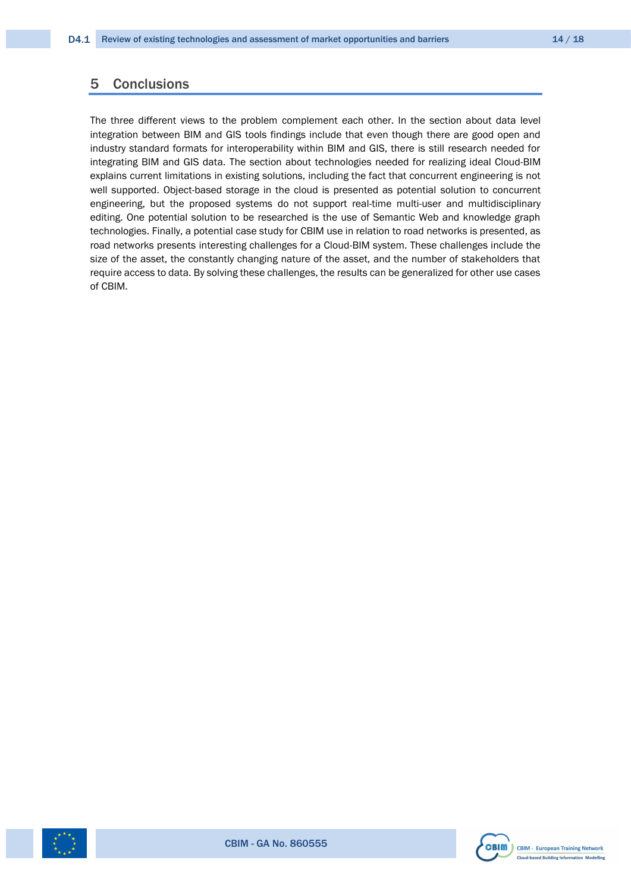# 5 Conclusions

The three different views to the problem complement each other. In the section about data level integration between BIM and GIS tools findings include that even though there are good open and industry standard formats for interoperability within BIM and GIS, there is still research needed for integrating BIM and GIS data. The section about technologies needed for realizing ideal Cloud-BIM explains current limitations in existing solutions, including the fact that concurrent engineering is not well supported. Object-based storage in the cloud is presented as potential solution to concurrent engineering, but the proposed systems do not support real-time multi-user and multidisciplinary editing. One potential solution to be researched is the use of Semantic Web and knowledge graph technologies. Finally, a potential case study for CBIM use in relation to road networks is presented, as road networks presents interesting challenges for a Cloud-BIM system. These challenges include the size of the asset, the constantly changing nature of the asset, and the number of stakeholders that require access to data. By solving these challenges, the results can be generalized for other use cases of CBIM.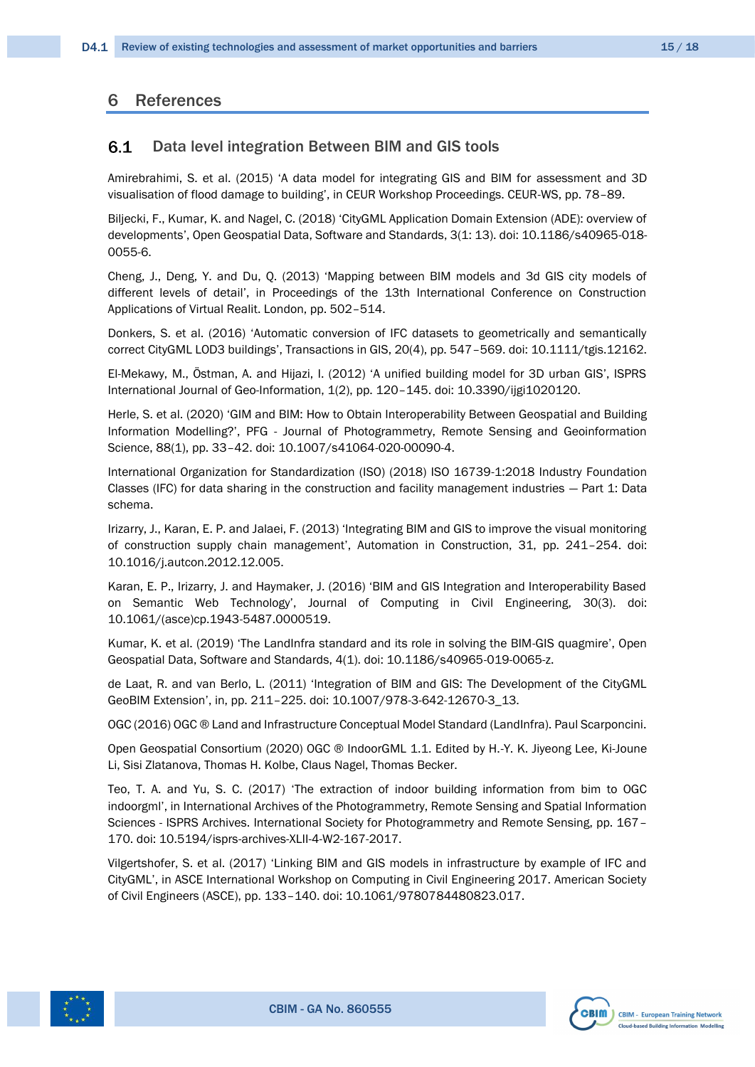# 6 References

## 6.1 Data level integration Between BIM and GIS tools

Amirebrahimi, S. et al. (2015) 'A data model for integrating GIS and BIM for assessment and 3D visualisation of flood damage to building', in CEUR Workshop Proceedings. CEUR-WS, pp. 78–89.

Biljecki, F., Kumar, K. and Nagel, C. (2018) 'CityGML Application Domain Extension (ADE): overview of developments', Open Geospatial Data, Software and Standards, 3(1: 13). doi: 10.1186/s40965-018-0055-6.

Cheng, J., Deng, Y. and Du, Q. (2013) 'Mapping between BIM models and 3d GIS city models of different levels of detail', in Proceedings of the 13th International Conference on Construction Applications of Virtual Realit. London, pp. 502–514.

Donkers, S. et al. (2016) 'Automatic conversion of IFC datasets to geometrically and semantically correct CityGML LOD3 buildings', Transactions in GIS, 20(4), pp. 547–569. doi: 10.1111/tgis.12162.

El-Mekawy, M., Östman, A. and Hijazi, I. (2012) 'A unified building model for 3D urban GIS', ISPRS International Journal of Geo-Information, 1(2), pp. 120–145. doi: 10.3390/ijgi1020120.

Herle, S. et al. (2020) 'GIM and BIM: How to Obtain Interoperability Between Geospatial and Building Information Modelling?', PFG - Journal of Photogrammetry, Remote Sensing and Geoinformation Science, 88(1), pp. 33–42. doi: 10.1007/s41064-020-00090-4.

International Organization for Standardization (ISO) (2018) ISO 16739-1:2018 Industry Foundation Classes (IFC) for data sharing in the construction and facility management industries — Part 1: Data schema.

Irizarry, J., Karan, E. P. and Jalaei, F. (2013) 'Integrating BIM and GIS to improve the visual monitoring of construction supply chain management', Automation in Construction, 31, pp. 241–254. doi: 10.1016/j.autcon.2012.12.005.

Karan, E. P., Irizarry, J. and Haymaker, J. (2016) 'BIM and GIS Integration and Interoperability Based on Semantic Web Technology', Journal of Computing in Civil Engineering, 30(3). doi: 10.1061/(asce)cp.1943-5487.0000519.

Kumar, K. et al. (2019) 'The LandInfra standard and its role in solving the BIM-GIS quagmire', Open Geospatial Data, Software and Standards, 4(1). doi: 10.1186/s40965-019-0065-z.

de Laat, R. and van Berlo, L. (2011) 'Integration of BIM and GIS: The Development of the CityGML GeoBIM Extension', in, pp. 211–225. doi: 10.1007/978-3-642-12670-3_13.

OGC (2016) OGC ® Land and Infrastructure Conceptual Model Standard (LandInfra). Paul Scarponcini.

Open Geospatial Consortium (2020) OGC ® IndoorGML 1.1. Edited by H.-Y. K. Jiyeong Lee, Ki-Joune Li, Sisi Zlatanova, Thomas H. Kolbe, Claus Nagel, Thomas Becker.

Teo, T. A. and Yu, S. C. (2017) 'The extraction of indoor building information from bim to OGC indoorgml', in International Archives of the Photogrammetry, Remote Sensing and Spatial Information Sciences - ISPRS Archives. International Society for Photogrammetry and Remote Sensing, pp. 167–170. doi: 10.5194/isprs-archives-XLII-4-W2-167-2017.

Vilgertshofer, S. et al. (2017) 'Linking BIM and GIS models in infrastructure by example of IFC and CityGML', in ASCE International Workshop on Computing in Civil Engineering 2017. American Society of Civil Engineers (ASCE), pp. 133–140. doi: 10.1061/9780784480823.017.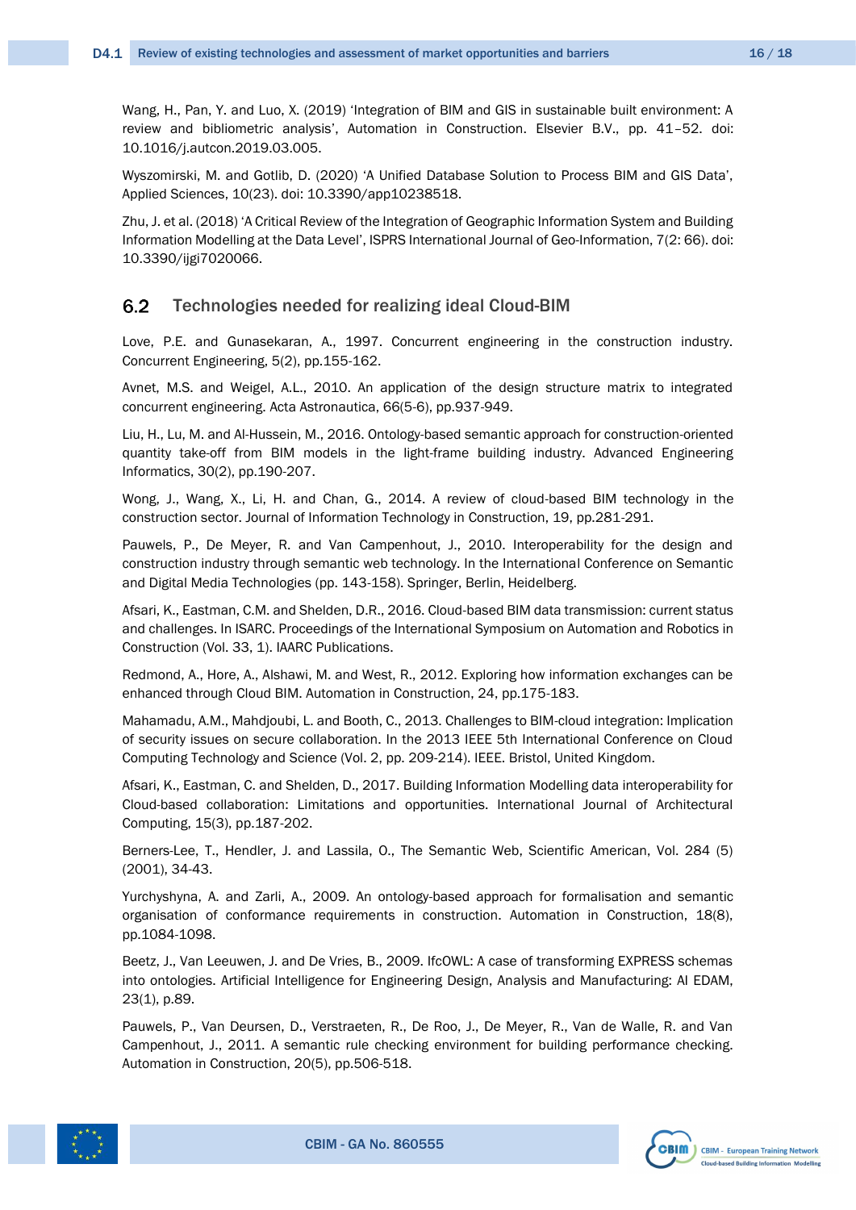Wang, H., Pan, Y. and Luo, X. (2019) 'Integration of BIM and GIS in sustainable built environment: A review and bibliometric analysis', Automation in Construction. Elsevier B.V., pp. 41–52. doi: 10.1016/j.autcon.2019.03.005.

Wyszomirski, M. and Gotlib, D. (2020) 'A Unified Database Solution to Process BIM and GIS Data', Applied Sciences, 10(23). doi: 10.3390/app10238518.

Zhu, J. et al. (2018) 'A Critical Review of the Integration of Geographic Information System and Building Information Modelling at the Data Level', ISPRS International Journal of Geo-Information, 7(2: 66). doi: 10.3390/ijgi7020066.

## 6.2 Technologies needed for realizing ideal Cloud-BIM

Love, P.E. and Gunasekaran, A., 1997. Concurrent engineering in the construction industry. Concurrent Engineering, 5(2), pp.155-162.

Avnet, M.S. and Weigel, A.L., 2010. An application of the design structure matrix to integrated concurrent engineering. Acta Astronautica, 66(5-6), pp.937-949.

Liu, H., Lu, M. and Al-Hussein, M., 2016. Ontology-based semantic approach for construction-oriented quantity take-off from BIM models in the light-frame building industry. Advanced Engineering Informatics, 30(2), pp.190-207.

Wong, J., Wang, X., Li, H. and Chan, G., 2014. A review of cloud-based BIM technology in the construction sector. Journal of Information Technology in Construction, 19, pp.281-291.

Pauwels, P., De Meyer, R. and Van Campenhout, J., 2010. Interoperability for the design and construction industry through semantic web technology. In the International Conference on Semantic and Digital Media Technologies (pp. 143-158). Springer, Berlin, Heidelberg.

Afsari, K., Eastman, C.M. and Shelden, D.R., 2016. Cloud-based BIM data transmission: current status and challenges. In ISARC. Proceedings of the International Symposium on Automation and Robotics in Construction (Vol. 33, 1). IAARC Publications.

Redmond, A., Hore, A., Alshawi, M. and West, R., 2012. Exploring how information exchanges can be enhanced through Cloud BIM. Automation in Construction, 24, pp.175-183.

Mahamadu, A.M., Mahdjoubi, L. and Booth, C., 2013. Challenges to BIM-cloud integration: Implication of security issues on secure collaboration. In the 2013 IEEE 5th International Conference on Cloud Computing Technology and Science (Vol. 2, pp. 209-214). IEEE. Bristol, United Kingdom.

Afsari, K., Eastman, C. and Shelden, D., 2017. Building Information Modelling data interoperability for Cloud-based collaboration: Limitations and opportunities. International Journal of Architectural Computing, 15(3), pp.187-202.

Berners-Lee, T., Hendler, J. and Lassila, O., The Semantic Web, Scientific American, Vol. 284 (5) (2001), 34-43.

Yurchyshyna, A. and Zarli, A., 2009. An ontology-based approach for formalisation and semantic organisation of conformance requirements in construction. Automation in Construction, 18(8), pp.1084-1098.

Beetz, J., Van Leeuwen, J. and De Vries, B., 2009. IfcOWL: A case of transforming EXPRESS schemas into ontologies. Artificial Intelligence for Engineering Design, Analysis and Manufacturing: AI EDAM, 23(1), p.89.

Pauwels, P., Van Deursen, D., Verstraeten, R., De Roo, J., De Meyer, R., Van de Walle, R. and Van Campenhout, J., 2011. A semantic rule checking environment for building performance checking. Automation in Construction, 20(5), pp.506-518.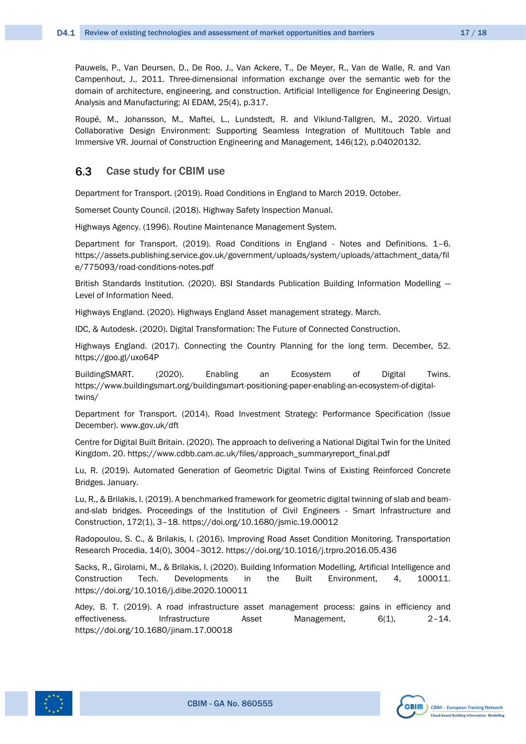Pauwels, P., Van Deursen, D., De Roo, J., Van Ackere, T., De Meyer, R., Van de Walle, R. and Van Campenhout, J., 2011. Three-dimensional information exchange over the semantic web for the domain of architecture, engineering, and construction. Artificial Intelligence for Engineering Design, Analysis and Manufacturing: AI EDAM, 25(4), p.317.

Roupé, M., Johansson, M., Maftei, L., Lundstedt, R. and Viklund-Tallgren, M., 2020. Virtual Collaborative Design Environment: Supporting Seamless Integration of Multitouch Table and Immersive VR. Journal of Construction Engineering and Management, 146(12), p.04020132.

## 6.3 Case study for CBIM use

Department for Transport. (2019). Road Conditions in England to March 2019. October.

Somerset County Council. (2018). Highway Safety Inspection Manual.

Highways Agency. (1996). Routine Maintenance Management System.

Department for Transport. (2019). Road Conditions in England - Notes and Definitions. 1–6. https://assets.publishing.service.gov.uk/government/uploads/system/uploads/attachment_data/file/775093/road-conditions-notes.pdf

British Standards Institution. (2020). BSI Standards Publication Building Information Modelling — Level of Information Need.

Highways England. (2020). Highways England Asset management strategy. March.

IDC, & Autodesk. (2020). Digital Transformation: The Future of Connected Construction.

Highways England. (2017). Connecting the Country Planning for the long term. December, 52. https://goo.gl/uxo64P

BuildingSMART. (2020). Enabling an Ecosystem of Digital Twins. https://www.buildingsmart.org/buildingsmart-positioning-paper-enabling-an-ecosystem-of-digital-twins/

Department for Transport. (2014). Road Investment Strategy: Performance Specification (Issue December). www.gov.uk/dft

Centre for Digital Built Britain. (2020). The approach to delivering a National Digital Twin for the United Kingdom. 20. https://www.cdbb.cam.ac.uk/files/approach_summaryreport_final.pdf

Lu, R. (2019). Automated Generation of Geometric Digital Twins of Existing Reinforced Concrete Bridges. January.

Lu, R., & Brilakis, I. (2019). A benchmarked framework for geometric digital twinning of slab and beam-and-slab bridges. Proceedings of the Institution of Civil Engineers - Smart Infrastructure and Construction, 172(1), 3–18. https://doi.org/10.1680/jsmic.19.00012

Radopoulou, S. C., & Brilakis, I. (2016). Improving Road Asset Condition Monitoring. Transportation Research Procedia, 14(0), 3004–3012. https://doi.org/10.1016/j.trpro.2016.05.436

Sacks, R., Girolami, M., & Brilakis, I. (2020). Building Information Modelling, Artificial Intelligence and Construction Tech. Developments in the Built Environment, 4, 100011. https://doi.org/10.1016/j.dibe.2020.100011

Adey, B. T. (2019). A road infrastructure asset management process: gains in efficiency and effectiveness. Infrastructure Asset Management, 6(1), 2–14. https://doi.org/10.1680/jinam.17.00018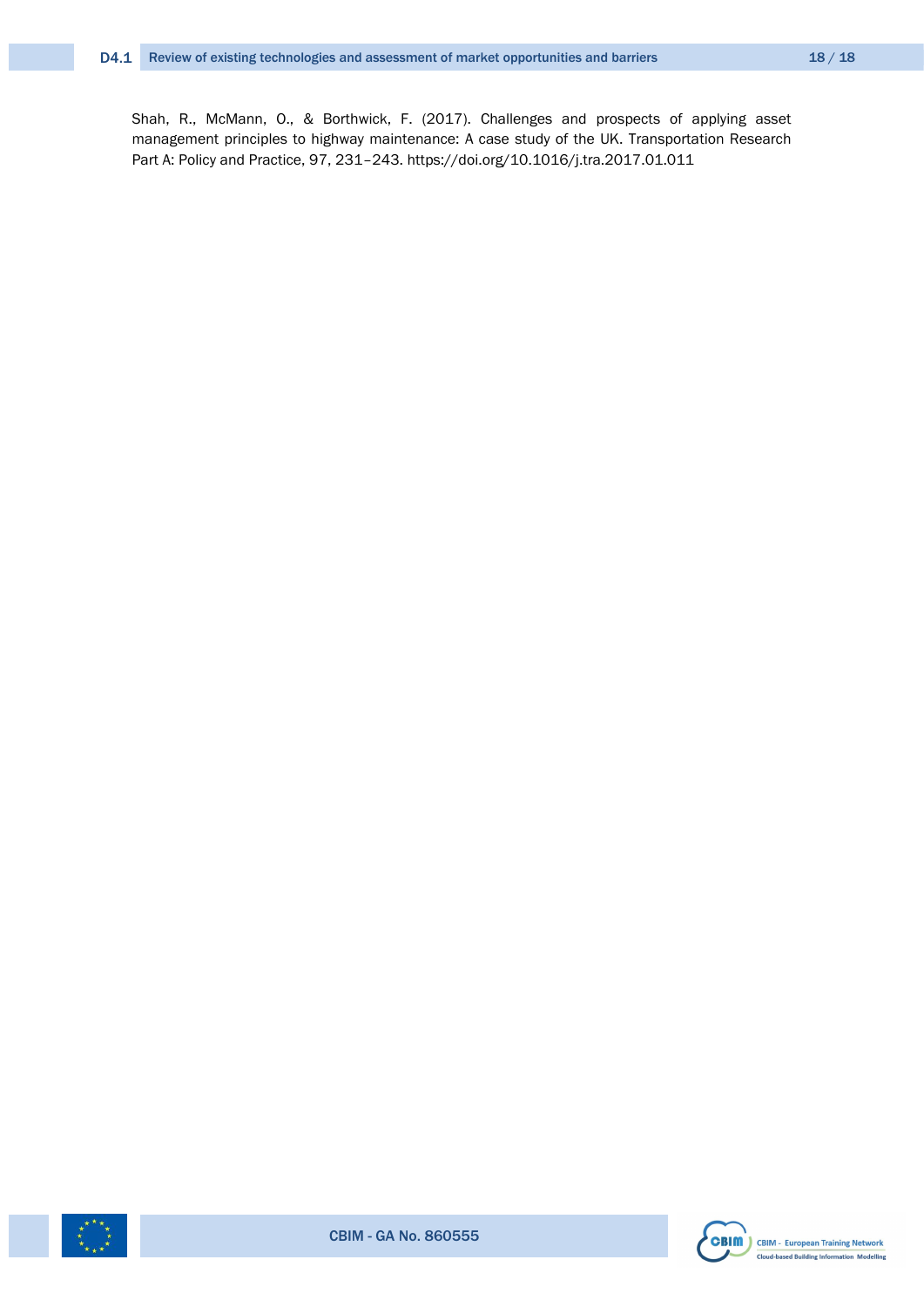Shah, R., McMann, O., & Borthwick, F. (2017). Challenges and prospects of applying asset management principles to highway maintenance: A case study of the UK. Transportation Research Part A: Policy and Practice, 97, 231–243. https://doi.org/10.1016/j.tra.2017.01.011